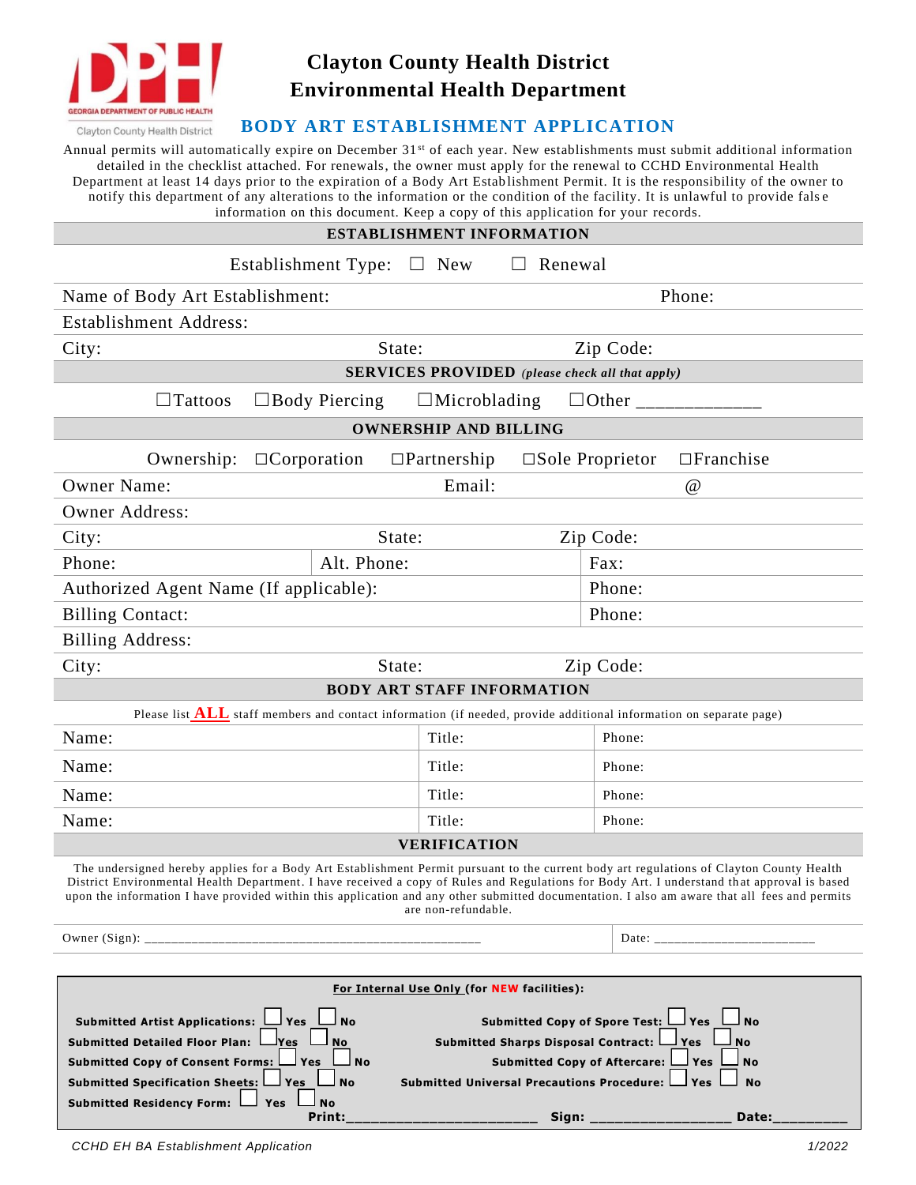# Clayton County Health District
# Environmental Health Department

## BODY ART ESTABLISHMENT APPLICATION

Annual permits will automatically expire on December 31st of each year. New establishments must submit additional information detailed in the checklist attached. For renewals, the owner must apply for the renewal to CCHD Environmental Health Department at least 14 days prior to the expiration of a Body Art Establishment Permit. It is the responsibility of the owner to notify this department of any alterations to the information or the condition of the facility. It is unlawful to provide false information on this document. Keep a copy of this application for your records.

### ESTABLISHMENT INFORMATION

Establishment Type: ☐ New ☐ Renewal

Name of Body Art Establishment: Phone:

Establishment Address:

City: State: Zip Code:

### SERVICES PROVIDED *(please check all that apply)*

☐Tattoos ☐Body Piercing ☐Microblading ☐Other _____________

### OWNERSHIP AND BILLING

Ownership: ☐Corporation ☐Partnership ☐Sole Proprietor ☐Franchise

Owner Name: Email: @

Owner Address:

City: State: Zip Code:

Phone: Alt. Phone: Fax:

Authorized Agent Name (If applicable): Phone:

Billing Contact: Phone:

Billing Address:

City: State: Zip Code:

### BODY ART STAFF INFORMATION

Please list **ALL** staff members and contact information (if needed, provide additional information on separate page)

| Name: | Title: | Phone: |
|---|---|---|
| Name: | Title: | Phone: |
| Name: | Title: | Phone: |
| Name: | Title: | Phone: |

### VERIFICATION

The undersigned hereby applies for a Body Art Establishment Permit pursuant to the current body art regulations of Clayton County Health District Environmental Health Department. I have received a copy of Rules and Regulations for Body Art. I understand that approval is based upon the information I have provided within this application and any other submitted documentation. I also am aware that all fees and permits are non-refundable.

Owner (Sign): _______________________________________________ Date: ______________________

**For Internal Use Only (for NEW facilities):**

**Submitted Artist Applications:** ☐ Yes ☐ No
**Submitted Detailed Floor Plan:** ☐ Yes ☐ No
**Submitted Copy of Consent Forms:** ☐ Yes ☐ No
**Submitted Specification Sheets:** ☐ Yes ☐ No
**Submitted Residency Form:** ☐ Yes ☐ No

**Submitted Copy of Spore Test:** ☐ Yes ☐ No
**Submitted Sharps Disposal Contract:** ☐ Yes ☐ No
**Submitted Copy of Aftercare:** ☐ Yes ☐ No
**Submitted Universal Precautions Procedure:** ☐ Yes ☐ No

**Print:**______________________ **Sign:** _________________ **Date:**_________

*CCHD EH BA Establishment Application* 1/2022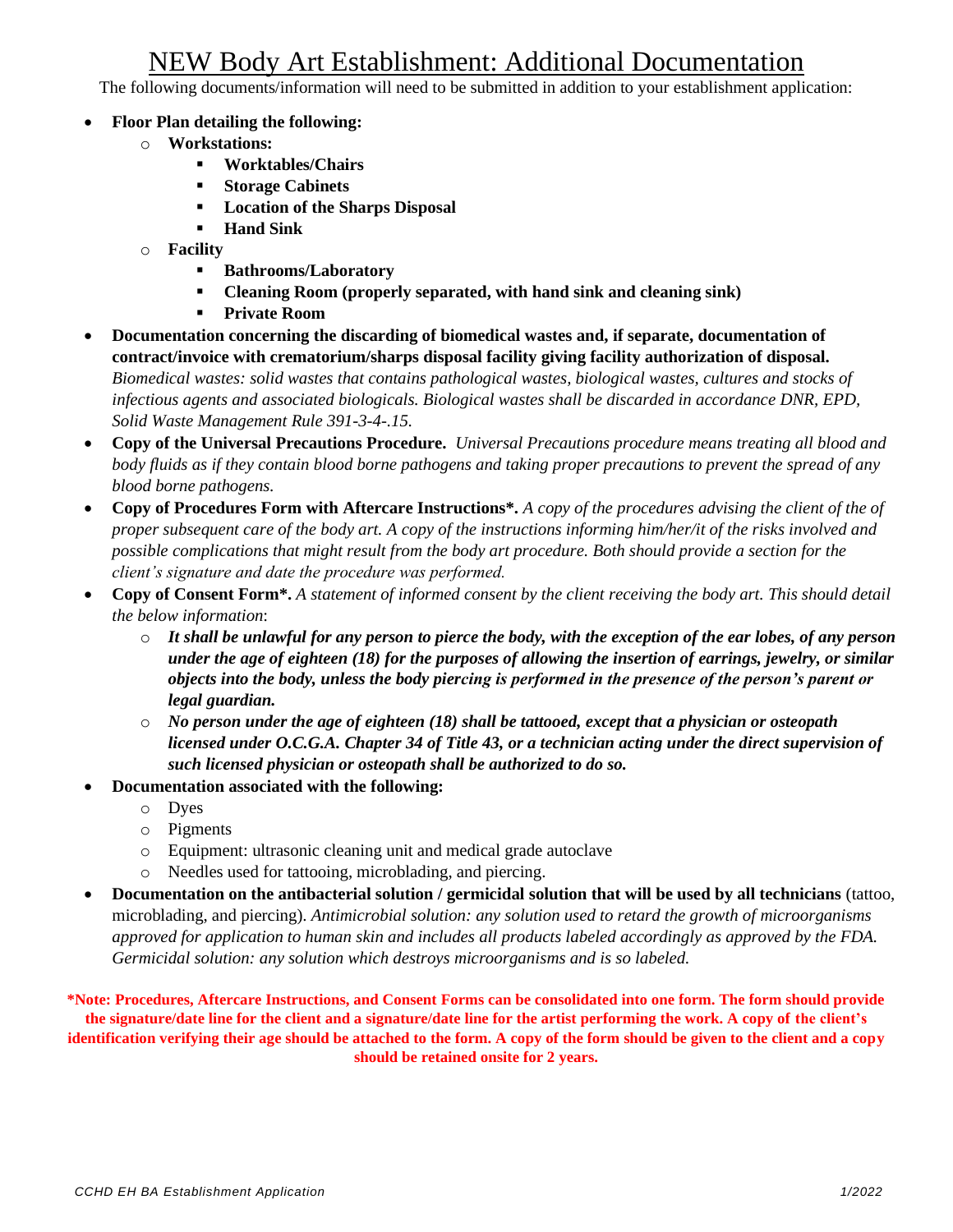# NEW Body Art Establishment: Additional Documentation

The following documents/information will need to be submitted in addition to your establishment application:

- **Floor Plan detailing the following:**
  - **Workstations:**
    - **Worktables/Chairs**
    - **Storage Cabinets**
    - **Location of the Sharps Disposal**
    - **Hand Sink**
  - **Facility**
    - **Bathrooms/Laboratory**
    - **Cleaning Room (properly separated, with hand sink and cleaning sink)**
    - **Private Room**
- **Documentation concerning the discarding of biomedical wastes and, if separate, documentation of contract/invoice with crematorium/sharps disposal facility giving facility authorization of disposal.** *Biomedical wastes: solid wastes that contains pathological wastes, biological wastes, cultures and stocks of infectious agents and associated biologicals. Biological wastes shall be discarded in accordance DNR, EPD, Solid Waste Management Rule 391-3-4-.15.*
- **Copy of the Universal Precautions Procedure.** *Universal Precautions procedure means treating all blood and body fluids as if they contain blood borne pathogens and taking proper precautions to prevent the spread of any blood borne pathogens.*
- **Copy of Procedures Form with Aftercare Instructions\*.** *A copy of the procedures advising the client of the of proper subsequent care of the body art. A copy of the instructions informing him/her/it of the risks involved and possible complications that might result from the body art procedure. Both should provide a section for the client's signature and date the procedure was performed.*
- **Copy of Consent Form\*.** *A statement of informed consent by the client receiving the body art. This should detail the below information*:
  - ***It shall be unlawful for any person to pierce the body, with the exception of the ear lobes, of any person under the age of eighteen (18) for the purposes of allowing the insertion of earrings, jewelry, or similar objects into the body, unless the body piercing is performed in the presence of the person's parent or legal guardian.***
  - ***No person under the age of eighteen (18) shall be tattooed, except that a physician or osteopath licensed under O.C.G.A. Chapter 34 of Title 43, or a technician acting under the direct supervision of such licensed physician or osteopath shall be authorized to do so.***
- **Documentation associated with the following:**
  - Dyes
  - Pigments
  - Equipment: ultrasonic cleaning unit and medical grade autoclave
  - Needles used for tattooing, microblading, and piercing.
- **Documentation on the antibacterial solution / germicidal solution that will be used by all technicians** (tattoo, microblading, and piercing). *Antimicrobial solution: any solution used to retard the growth of microorganisms approved for application to human skin and includes all products labeled accordingly as approved by the FDA. Germicidal solution: any solution which destroys microorganisms and is so labeled.*

**\*Note: Procedures, Aftercare Instructions, and Consent Forms can be consolidated into one form. The form should provide the signature/date line for the client and a signature/date line for the artist performing the work. A copy of the client's identification verifying their age should be attached to the form. A copy of the form should be given to the client and a copy should be retained onsite for 2 years.**